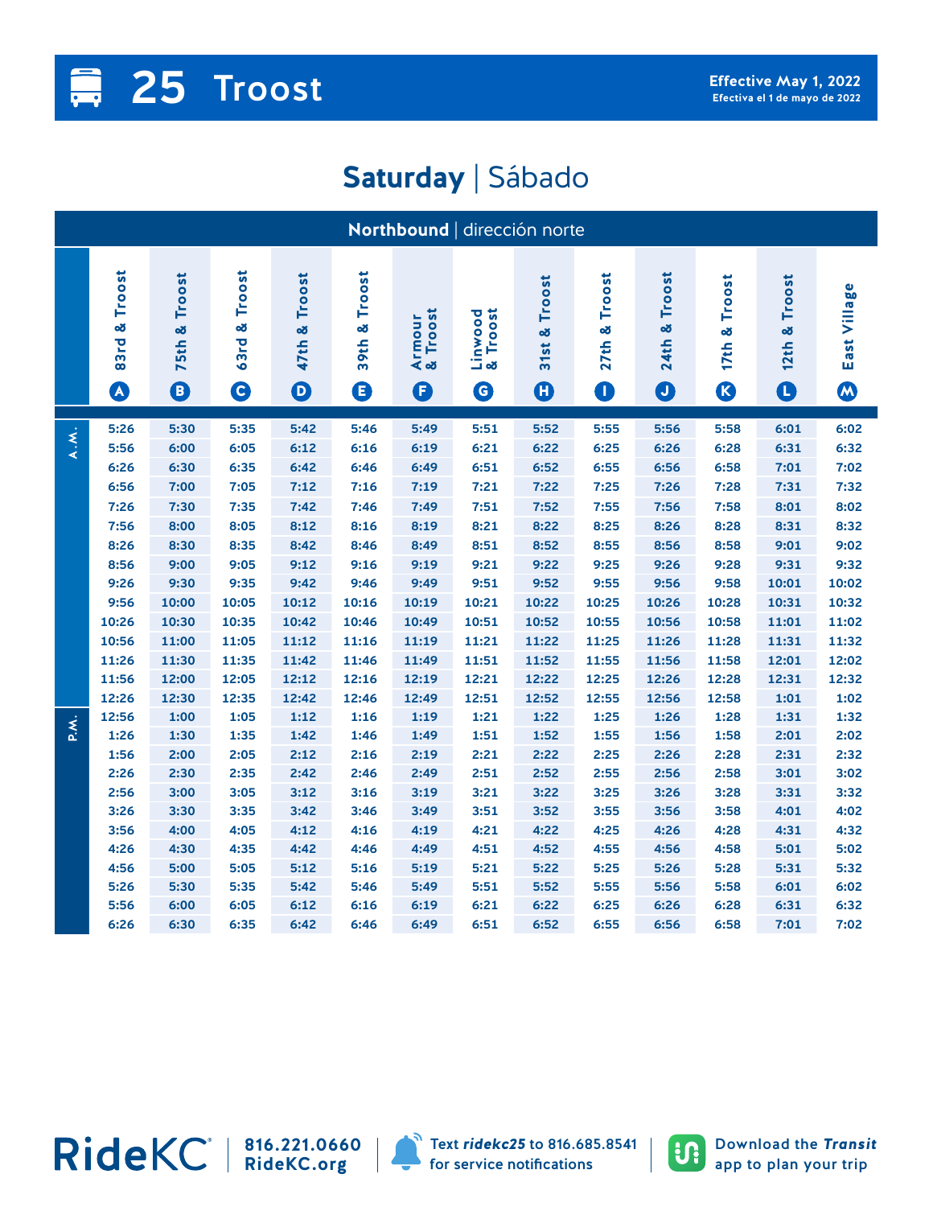# 25 Troost

**Effective May 1, 2022**
Efectiva el 1 de mayo de 2022

## Saturday | Sábado

### Northbound | dirección norte

| | 83rd & Troost (A) | 75th & Troost (B) | 63rd & Troost (C) | 47th & Troost (D) | 39th & Troost (E) | Armour & Troost (F) | Linwood & Troost (G) | 31st & Troost (H) | 27th & Troost (I) | 24th & Troost (J) | 17th & Troost (K) | 12th & Troost (L) | East Village (M) |
|---|---|---|---|---|---|---|---|---|---|---|---|---|---|
| A.M. | 5:26 | 5:30 | 5:35 | 5:42 | 5:46 | 5:49 | 5:51 | 5:52 | 5:55 | 5:56 | 5:58 | 6:01 | 6:02 |
| | 5:56 | 6:00 | 6:05 | 6:12 | 6:16 | 6:19 | 6:21 | 6:22 | 6:25 | 6:26 | 6:28 | 6:31 | 6:32 |
| | 6:26 | 6:30 | 6:35 | 6:42 | 6:46 | 6:49 | 6:51 | 6:52 | 6:55 | 6:56 | 6:58 | 7:01 | 7:02 |
| | 6:56 | 7:00 | 7:05 | 7:12 | 7:16 | 7:19 | 7:21 | 7:22 | 7:25 | 7:26 | 7:28 | 7:31 | 7:32 |
| | 7:26 | 7:30 | 7:35 | 7:42 | 7:46 | 7:49 | 7:51 | 7:52 | 7:55 | 7:56 | 7:58 | 8:01 | 8:02 |
| | 7:56 | 8:00 | 8:05 | 8:12 | 8:16 | 8:19 | 8:21 | 8:22 | 8:25 | 8:26 | 8:28 | 8:31 | 8:32 |
| | 8:26 | 8:30 | 8:35 | 8:42 | 8:46 | 8:49 | 8:51 | 8:52 | 8:55 | 8:56 | 8:58 | 9:01 | 9:02 |
| | 8:56 | 9:00 | 9:05 | 9:12 | 9:16 | 9:19 | 9:21 | 9:22 | 9:25 | 9:26 | 9:28 | 9:31 | 9:32 |
| | 9:26 | 9:30 | 9:35 | 9:42 | 9:46 | 9:49 | 9:51 | 9:52 | 9:55 | 9:56 | 9:58 | 10:01 | 10:02 |
| | 9:56 | 10:00 | 10:05 | 10:12 | 10:16 | 10:19 | 10:21 | 10:22 | 10:25 | 10:26 | 10:28 | 10:31 | 10:32 |
| | 10:26 | 10:30 | 10:35 | 10:42 | 10:46 | 10:49 | 10:51 | 10:52 | 10:55 | 10:56 | 10:58 | 11:01 | 11:02 |
| | 10:56 | 11:00 | 11:05 | 11:12 | 11:16 | 11:19 | 11:21 | 11:22 | 11:25 | 11:26 | 11:28 | 11:31 | 11:32 |
| | 11:26 | 11:30 | 11:35 | 11:42 | 11:46 | 11:49 | 11:51 | 11:52 | 11:55 | 11:56 | 11:58 | 12:01 | 12:02 |
| | 11:56 | 12:00 | 12:05 | 12:12 | 12:16 | 12:19 | 12:21 | 12:22 | 12:25 | 12:26 | 12:28 | 12:31 | 12:32 |
| | 12:26 | 12:30 | 12:35 | 12:42 | 12:46 | 12:49 | 12:51 | 12:52 | 12:55 | 12:56 | 12:58 | 1:01 | 1:02 |
| P.M. | 12:56 | 1:00 | 1:05 | 1:12 | 1:16 | 1:19 | 1:21 | 1:22 | 1:25 | 1:26 | 1:28 | 1:31 | 1:32 |
| | 1:26 | 1:30 | 1:35 | 1:42 | 1:46 | 1:49 | 1:51 | 1:52 | 1:55 | 1:56 | 1:58 | 2:01 | 2:02 |
| | 1:56 | 2:00 | 2:05 | 2:12 | 2:16 | 2:19 | 2:21 | 2:22 | 2:25 | 2:26 | 2:28 | 2:31 | 2:32 |
| | 2:26 | 2:30 | 2:35 | 2:42 | 2:46 | 2:49 | 2:51 | 2:52 | 2:55 | 2:56 | 2:58 | 3:01 | 3:02 |
| | 2:56 | 3:00 | 3:05 | 3:12 | 3:16 | 3:19 | 3:21 | 3:22 | 3:25 | 3:26 | 3:28 | 3:31 | 3:32 |
| | 3:26 | 3:30 | 3:35 | 3:42 | 3:46 | 3:49 | 3:51 | 3:52 | 3:55 | 3:56 | 3:58 | 4:01 | 4:02 |
| | 3:56 | 4:00 | 4:05 | 4:12 | 4:16 | 4:19 | 4:21 | 4:22 | 4:25 | 4:26 | 4:28 | 4:31 | 4:32 |
| | 4:26 | 4:30 | 4:35 | 4:42 | 4:46 | 4:49 | 4:51 | 4:52 | 4:55 | 4:56 | 4:58 | 5:01 | 5:02 |
| | 4:56 | 5:00 | 5:05 | 5:12 | 5:16 | 5:19 | 5:21 | 5:22 | 5:25 | 5:26 | 5:28 | 5:31 | 5:32 |
| | 5:26 | 5:30 | 5:35 | 5:42 | 5:46 | 5:49 | 5:51 | 5:52 | 5:55 | 5:56 | 5:58 | 6:01 | 6:02 |
| | 5:56 | 6:00 | 6:05 | 6:12 | 6:16 | 6:19 | 6:21 | 6:22 | 6:25 | 6:26 | 6:28 | 6:31 | 6:32 |
| | 6:26 | 6:30 | 6:35 | 6:42 | 6:46 | 6:49 | 6:51 | 6:52 | 6:55 | 6:56 | 6:58 | 7:01 | 7:02 |

RideKC | 816.221.0660 | RideKC.org

Text ***ridekc25*** to 816.685.8541 for service notifications

Download the ***Transit*** app to plan your trip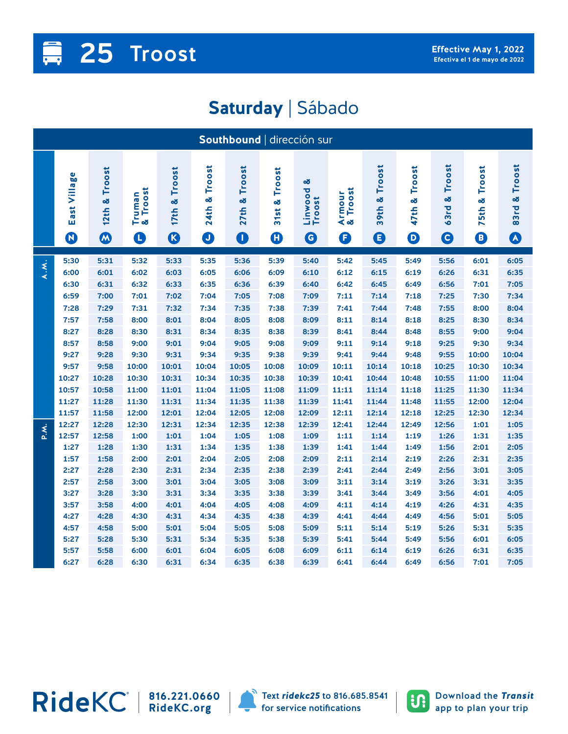# 25 Troost

**Effective May 1, 2022**
Efectiva el 1 de mayo de 2022

## Saturday | Sábado

**Southbound** | dirección sur

| | East Village (N) | 12th & Troost (M) | Truman & Troost (L) | 17th & Troost (K) | 24th & Troost (J) | 27th & Troost (I) | 31st & Troost (H) | Linwood & Troost (G) | Armour & Troost (F) | 39th & Troost (E) | 47th & Troost (D) | 63rd & Troost (C) | 75th & Troost (B) | 83rd & Troost (A) |
|---|---|---|---|---|---|---|---|---|---|---|---|---|---|---|
| A.M. | 5:30 | 5:31 | 5:32 | 5:33 | 5:35 | 5:36 | 5:39 | 5:40 | 5:42 | 5:45 | 5:49 | 5:56 | 6:01 | 6:05 |
| | 6:00 | 6:01 | 6:02 | 6:03 | 6:05 | 6:06 | 6:09 | 6:10 | 6:12 | 6:15 | 6:19 | 6:26 | 6:31 | 6:35 |
| | 6:30 | 6:31 | 6:32 | 6:33 | 6:35 | 6:36 | 6:39 | 6:40 | 6:42 | 6:45 | 6:49 | 6:56 | 7:01 | 7:05 |
| | 6:59 | 7:00 | 7:01 | 7:02 | 7:04 | 7:05 | 7:08 | 7:09 | 7:11 | 7:14 | 7:18 | 7:25 | 7:30 | 7:34 |
| | 7:28 | 7:29 | 7:31 | 7:32 | 7:34 | 7:35 | 7:38 | 7:39 | 7:41 | 7:44 | 7:48 | 7:55 | 8:00 | 8:04 |
| | 7:57 | 7:58 | 8:00 | 8:01 | 8:04 | 8:05 | 8:08 | 8:09 | 8:11 | 8:14 | 8:18 | 8:25 | 8:30 | 8:34 |
| | 8:27 | 8:28 | 8:30 | 8:31 | 8:34 | 8:35 | 8:38 | 8:39 | 8:41 | 8:44 | 8:48 | 8:55 | 9:00 | 9:04 |
| | 8:57 | 8:58 | 9:00 | 9:01 | 9:04 | 9:05 | 9:08 | 9:09 | 9:11 | 9:14 | 9:18 | 9:25 | 9:30 | 9:34 |
| | 9:27 | 9:28 | 9:30 | 9:31 | 9:34 | 9:35 | 9:38 | 9:39 | 9:41 | 9:44 | 9:48 | 9:55 | 10:00 | 10:04 |
| | 9:57 | 9:58 | 10:00 | 10:01 | 10:04 | 10:05 | 10:08 | 10:09 | 10:11 | 10:14 | 10:18 | 10:25 | 10:30 | 10:34 |
| | 10:27 | 10:28 | 10:30 | 10:31 | 10:34 | 10:35 | 10:38 | 10:39 | 10:41 | 10:44 | 10:48 | 10:55 | 11:00 | 11:04 |
| | 10:57 | 10:58 | 11:00 | 11:01 | 11:04 | 11:05 | 11:08 | 11:09 | 11:11 | 11:14 | 11:18 | 11:25 | 11:30 | 11:34 |
| | 11:27 | 11:28 | 11:30 | 11:31 | 11:34 | 11:35 | 11:38 | 11:39 | 11:41 | 11:44 | 11:48 | 11:55 | 12:00 | 12:04 |
| | 11:57 | 11:58 | 12:00 | 12:01 | 12:04 | 12:05 | 12:08 | 12:09 | 12:11 | 12:14 | 12:18 | 12:25 | 12:30 | 12:34 |
| P.M. | 12:27 | 12:28 | 12:30 | 12:31 | 12:34 | 12:35 | 12:38 | 12:39 | 12:41 | 12:44 | 12:49 | 12:56 | 1:01 | 1:05 |
| | 12:57 | 12:58 | 1:00 | 1:01 | 1:04 | 1:05 | 1:08 | 1:09 | 1:11 | 1:14 | 1:19 | 1:26 | 1:31 | 1:35 |
| | 1:27 | 1:28 | 1:30 | 1:31 | 1:34 | 1:35 | 1:38 | 1:39 | 1:41 | 1:44 | 1:49 | 1:56 | 2:01 | 2:05 |
| | 1:57 | 1:58 | 2:00 | 2:01 | 2:04 | 2:05 | 2:08 | 2:09 | 2:11 | 2:14 | 2:19 | 2:26 | 2:31 | 2:35 |
| | 2:27 | 2:28 | 2:30 | 2:31 | 2:34 | 2:35 | 2:38 | 2:39 | 2:41 | 2:44 | 2:49 | 2:56 | 3:01 | 3:05 |
| | 2:57 | 2:58 | 3:00 | 3:01 | 3:04 | 3:05 | 3:08 | 3:09 | 3:11 | 3:14 | 3:19 | 3:26 | 3:31 | 3:35 |
| | 3:27 | 3:28 | 3:30 | 3:31 | 3:34 | 3:35 | 3:38 | 3:39 | 3:41 | 3:44 | 3:49 | 3:56 | 4:01 | 4:05 |
| | 3:57 | 3:58 | 4:00 | 4:01 | 4:04 | 4:05 | 4:08 | 4:09 | 4:11 | 4:14 | 4:19 | 4:26 | 4:31 | 4:35 |
| | 4:27 | 4:28 | 4:30 | 4:31 | 4:34 | 4:35 | 4:38 | 4:39 | 4:41 | 4:44 | 4:49 | 4:56 | 5:01 | 5:05 |
| | 4:57 | 4:58 | 5:00 | 5:01 | 5:04 | 5:05 | 5:08 | 5:09 | 5:11 | 5:14 | 5:19 | 5:26 | 5:31 | 5:35 |
| | 5:27 | 5:28 | 5:30 | 5:31 | 5:34 | 5:35 | 5:38 | 5:39 | 5:41 | 5:44 | 5:49 | 5:56 | 6:01 | 6:05 |
| | 5:57 | 5:58 | 6:00 | 6:01 | 6:04 | 6:05 | 6:08 | 6:09 | 6:11 | 6:14 | 6:19 | 6:26 | 6:31 | 6:35 |
| | 6:27 | 6:28 | 6:30 | 6:31 | 6:34 | 6:35 | 6:38 | 6:39 | 6:41 | 6:44 | 6:49 | 6:56 | 7:01 | 7:05 |

RideKC | 816.221.0660 | RideKC.org

Text ***ridekc25*** to 816.685.8541 for service notifications

Download the ***Transit*** app to plan your trip